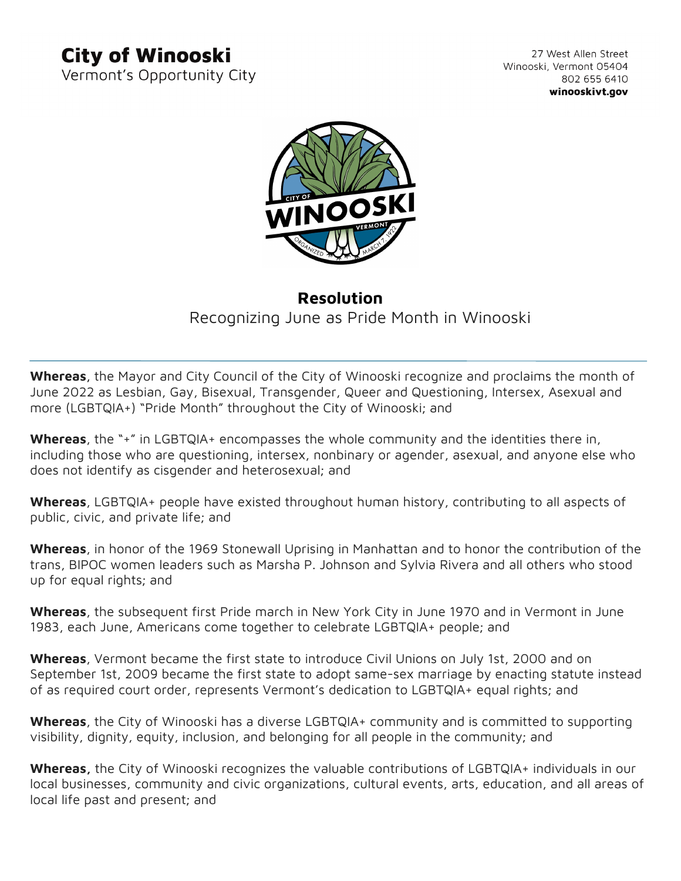**City of Winooski**
Vermont's Opportunity City

27 West Allen Street
Winooski, Vermont 05404
802 655 6410
**winooskivt.gov**

## Resolution

Recognizing June as Pride Month in Winooski

---

**Whereas**, the Mayor and City Council of the City of Winooski recognize and proclaims the month of June 2022 as Lesbian, Gay, Bisexual, Transgender, Queer and Questioning, Intersex, Asexual and more (LGBTQIA+) "Pride Month" throughout the City of Winooski; and

**Whereas**, the "+" in LGBTQIA+ encompasses the whole community and the identities there in, including those who are questioning, intersex, nonbinary or agender, asexual, and anyone else who does not identify as cisgender and heterosexual; and

**Whereas**, LGBTQIA+ people have existed throughout human history, contributing to all aspects of public, civic, and private life; and

**Whereas**, in honor of the 1969 Stonewall Uprising in Manhattan and to honor the contribution of the trans, BIPOC women leaders such as Marsha P. Johnson and Sylvia Rivera and all others who stood up for equal rights; and

**Whereas**, the subsequent first Pride march in New York City in June 1970 and in Vermont in June 1983, each June, Americans come together to celebrate LGBTQIA+ people; and

**Whereas**, Vermont became the first state to introduce Civil Unions on July 1st, 2000 and on September 1st, 2009 became the first state to adopt same-sex marriage by enacting statute instead of as required court order, represents Vermont's dedication to LGBTQIA+ equal rights; and

**Whereas**, the City of Winooski has a diverse LGBTQIA+ community and is committed to supporting visibility, dignity, equity, inclusion, and belonging for all people in the community; and

**Whereas**, the City of Winooski recognizes the valuable contributions of LGBTQIA+ individuals in our local businesses, community and civic organizations, cultural events, arts, education, and all areas of local life past and present; and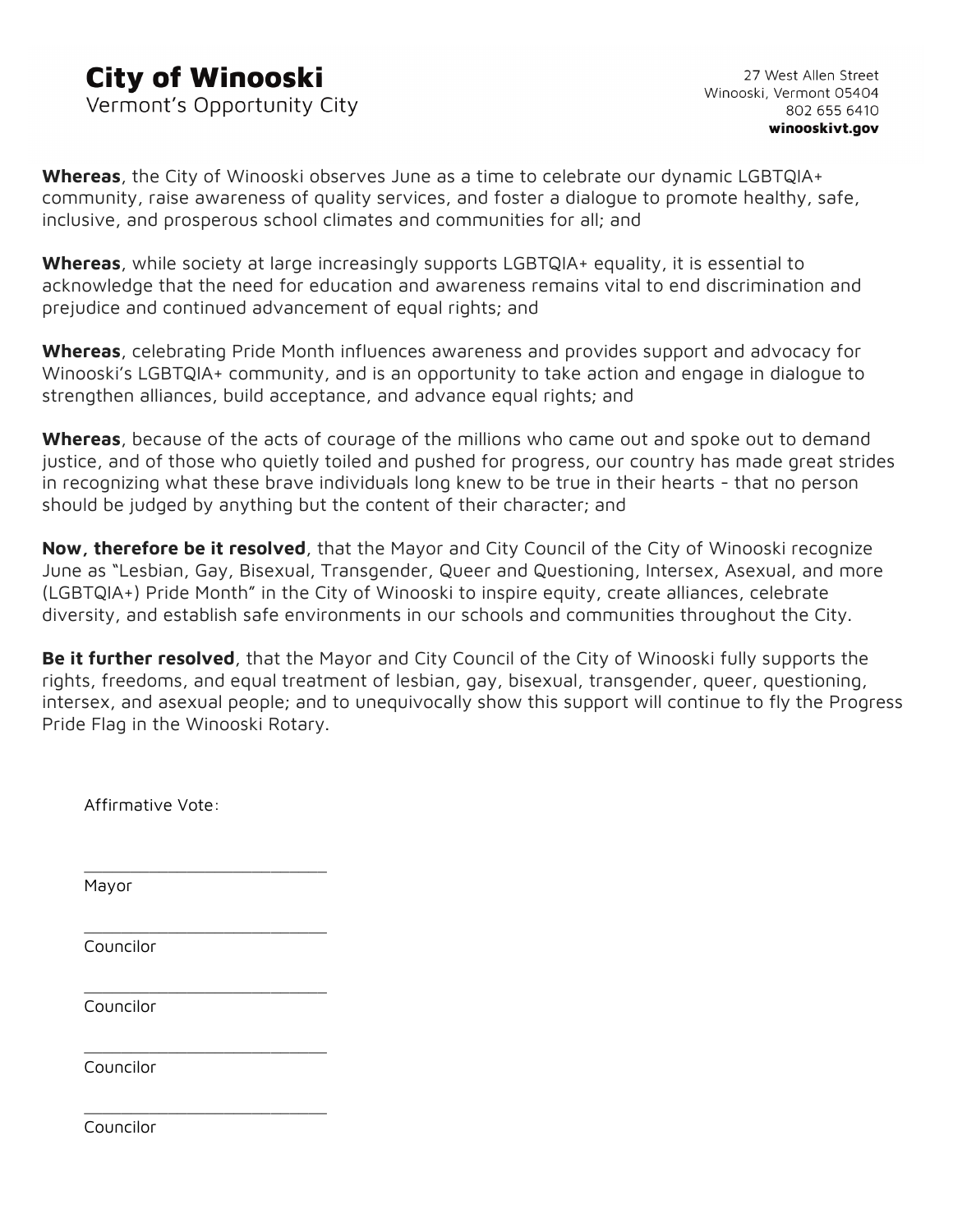# City of Winooski

Vermont's Opportunity City

27 West Allen Street
Winooski, Vermont 05404
802 655 6410
**winooskivt.gov**

**Whereas**, the City of Winooski observes June as a time to celebrate our dynamic LGBTQIA+ community, raise awareness of quality services, and foster a dialogue to promote healthy, safe, inclusive, and prosperous school climates and communities for all; and

**Whereas**, while society at large increasingly supports LGBTQIA+ equality, it is essential to acknowledge that the need for education and awareness remains vital to end discrimination and prejudice and continued advancement of equal rights; and

**Whereas**, celebrating Pride Month influences awareness and provides support and advocacy for Winooski's LGBTQIA+ community, and is an opportunity to take action and engage in dialogue to strengthen alliances, build acceptance, and advance equal rights; and

**Whereas**, because of the acts of courage of the millions who came out and spoke out to demand justice, and of those who quietly toiled and pushed for progress, our country has made great strides in recognizing what these brave individuals long knew to be true in their hearts - that no person should be judged by anything but the content of their character; and

**Now, therefore be it resolved**, that the Mayor and City Council of the City of Winooski recognize June as "Lesbian, Gay, Bisexual, Transgender, Queer and Questioning, Intersex, Asexual, and more (LGBTQIA+) Pride Month" in the City of Winooski to inspire equity, create alliances, celebrate diversity, and establish safe environments in our schools and communities throughout the City.

**Be it further resolved**, that the Mayor and City Council of the City of Winooski fully supports the rights, freedoms, and equal treatment of lesbian, gay, bisexual, transgender, queer, questioning, intersex, and asexual people; and to unequivocally show this support will continue to fly the Progress Pride Flag in the Winooski Rotary.

Affirmative Vote:

___________________________
Mayor

___________________________
Councilor

___________________________
Councilor

___________________________
Councilor

___________________________
Councilor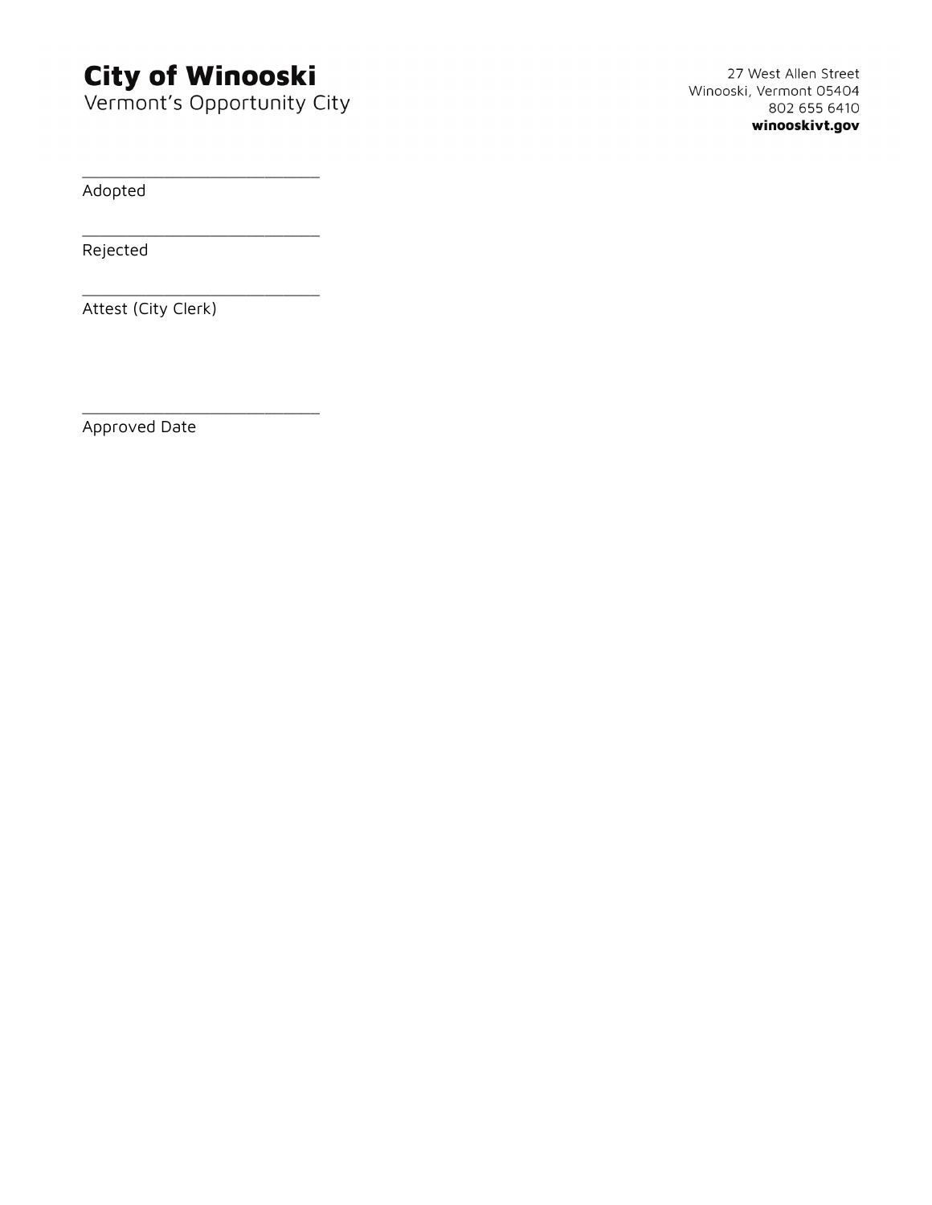**City of Winooski**
Vermont's Opportunity City

27 West Allen Street
Winooski, Vermont 05404
802 655 6410
**winooskivt.gov**

____________________________
Adopted

____________________________
Rejected

____________________________
Attest (City Clerk)

____________________________
Approved Date